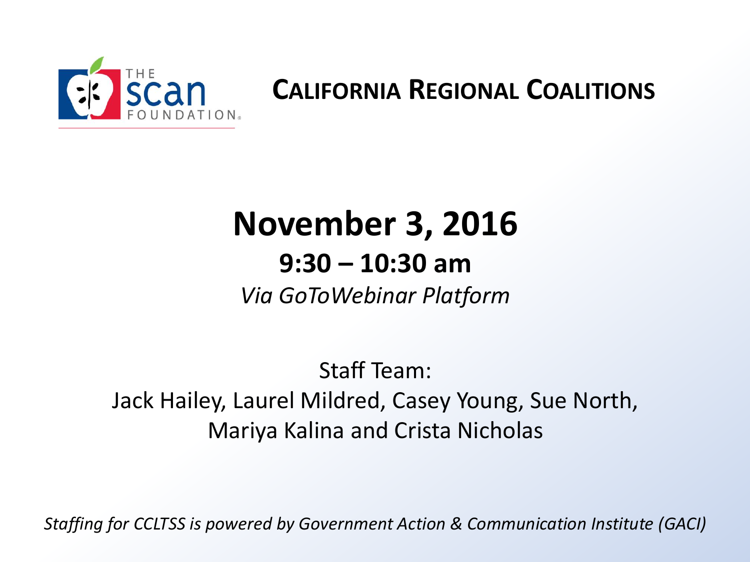THE scan FOUNDATION

# CALIFORNIA REGIONAL COALITIONS

## November 3, 2016

### 9:30 – 10:30 am

*Via GoToWebinar Platform*

Staff Team:
Jack Hailey, Laurel Mildred, Casey Young, Sue North, Mariya Kalina and Crista Nicholas

*Staffing for CCLTSS is powered by Government Action & Communication Institute (GACI)*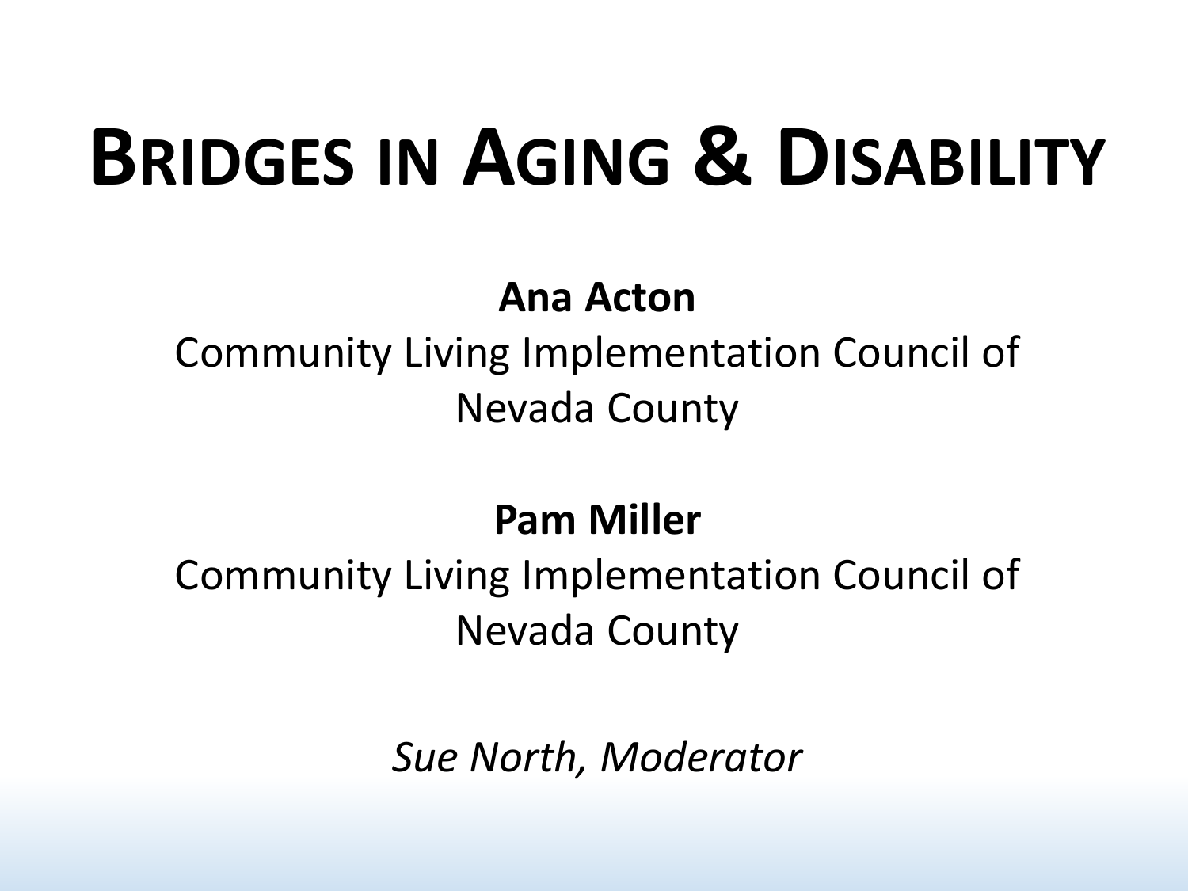# Bridges in Aging & Disability

**Ana Acton**

Community Living Implementation Council of Nevada County

**Pam Miller**

Community Living Implementation Council of Nevada County

*Sue North, Moderator*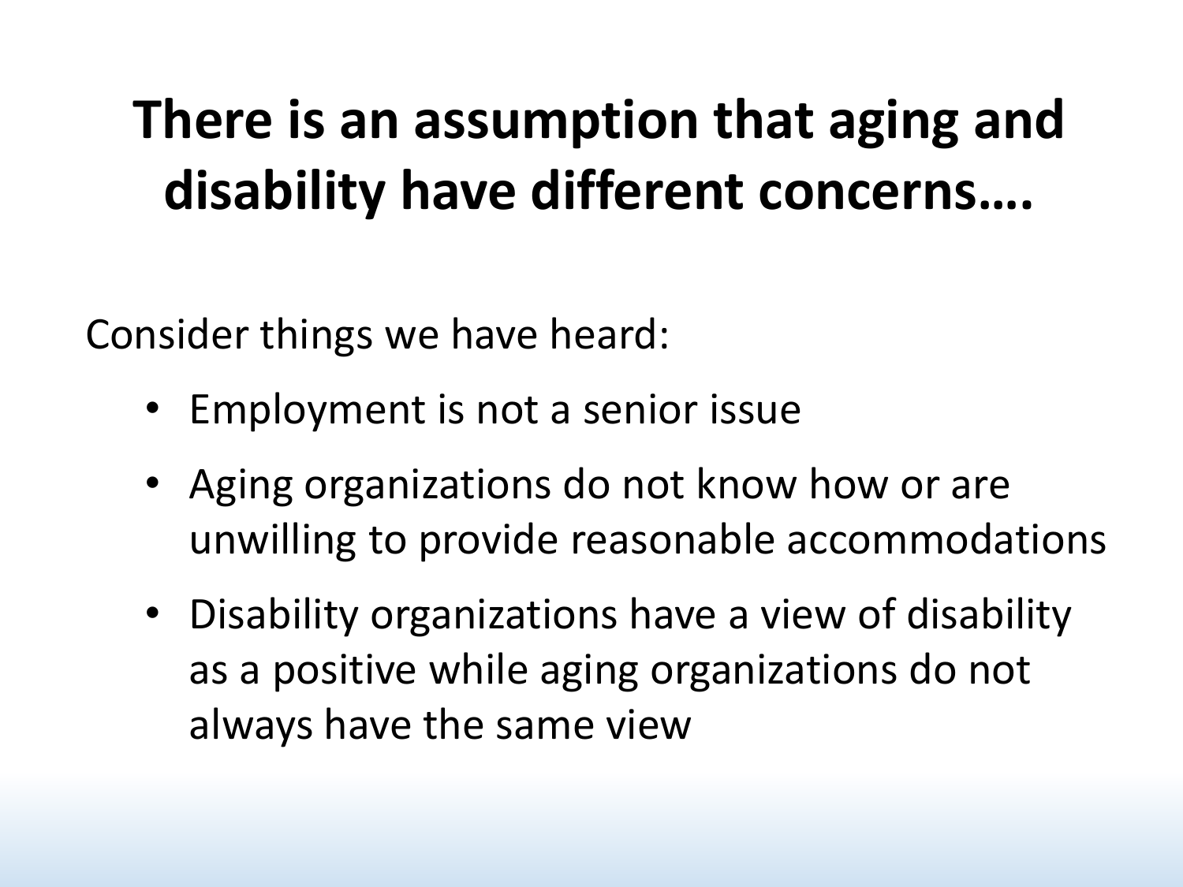# There is an assumption that aging and disability have different concerns….

Consider things we have heard:

- Employment is not a senior issue
- Aging organizations do not know how or are unwilling to provide reasonable accommodations
- Disability organizations have a view of disability as a positive while aging organizations do not always have the same view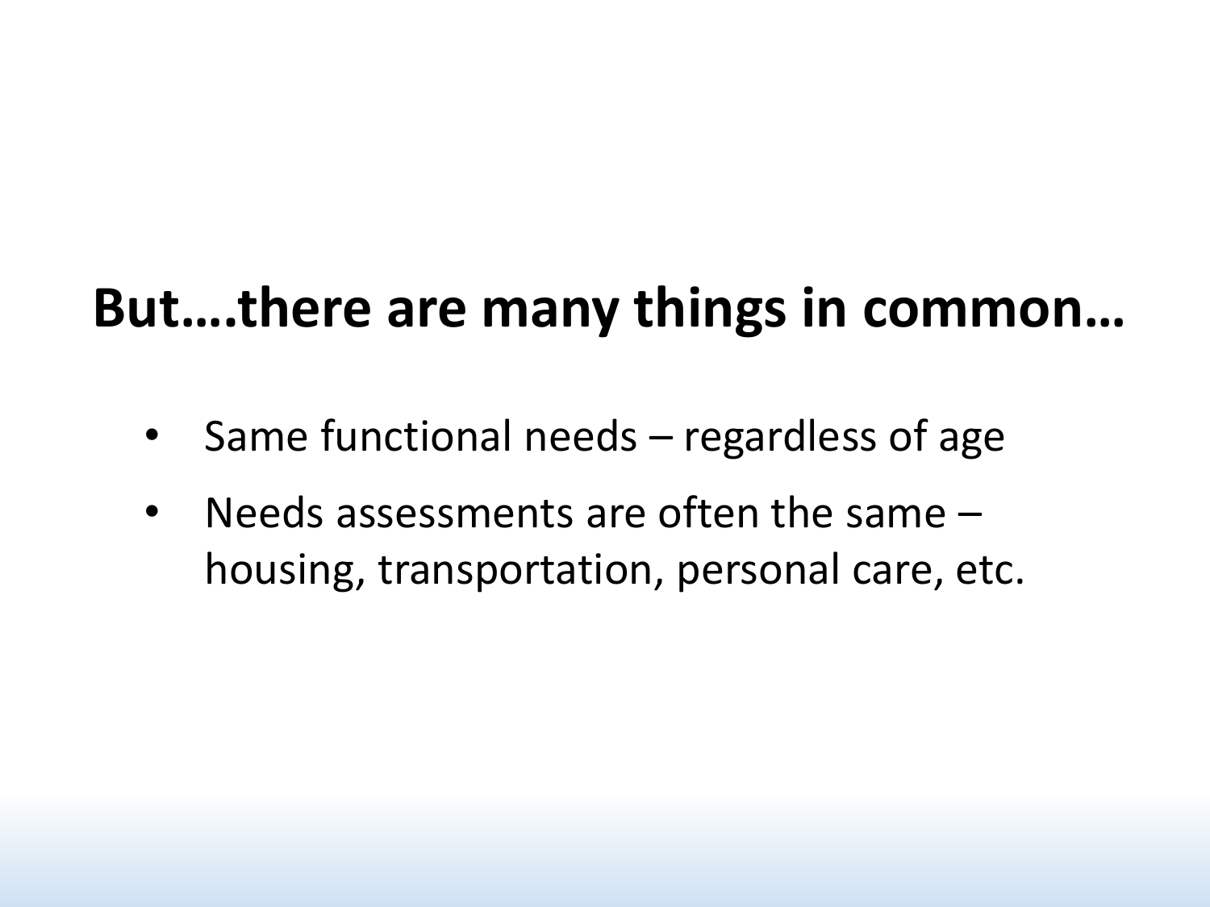# But….there are many things in common…

- Same functional needs – regardless of age
- Needs assessments are often the same – housing, transportation, personal care, etc.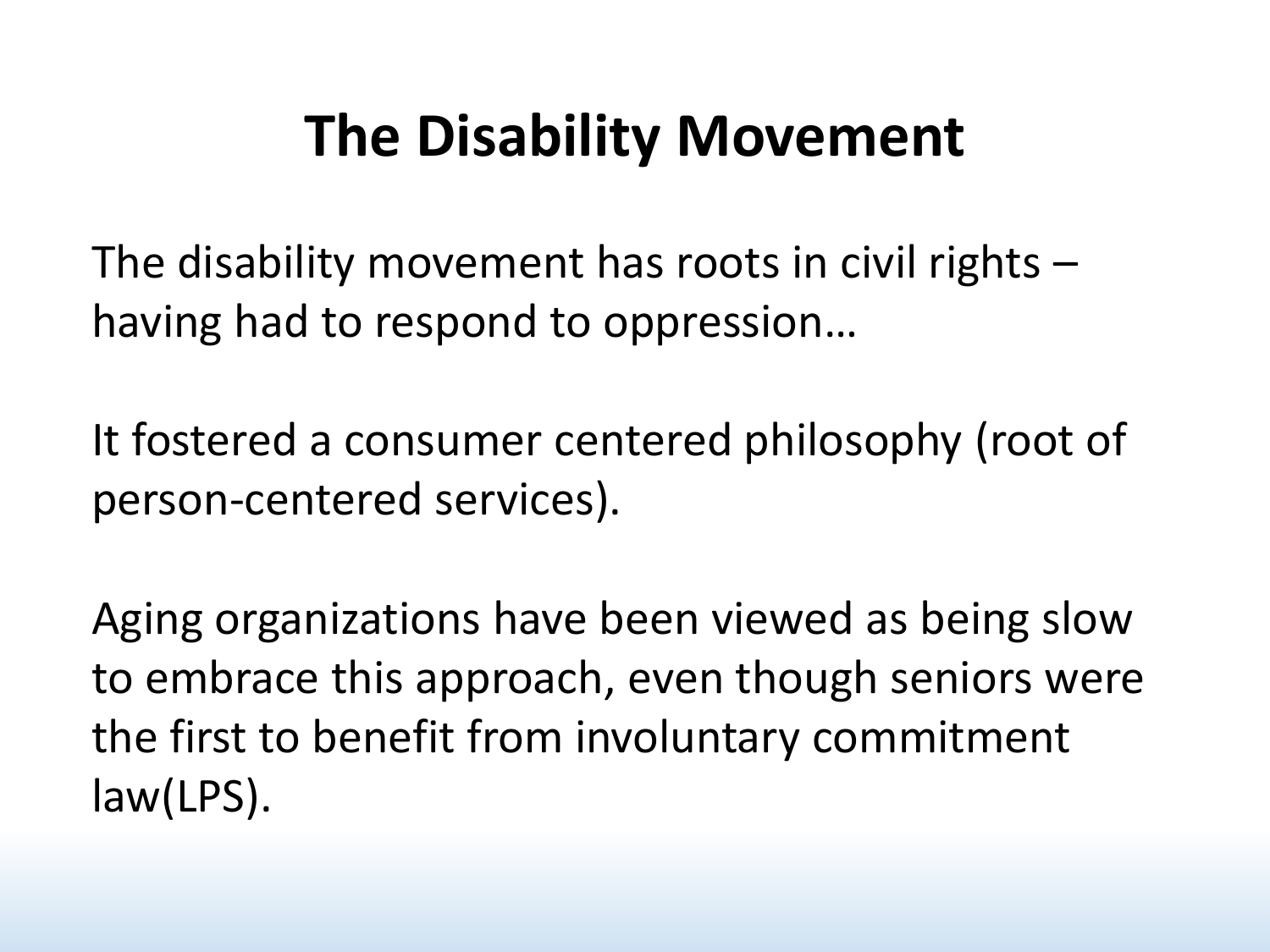# The Disability Movement

The disability movement has roots in civil rights – having had to respond to oppression…

It fostered a consumer centered philosophy (root of person-centered services).

Aging organizations have been viewed as being slow to embrace this approach, even though seniors were the first to benefit from involuntary commitment law(LPS).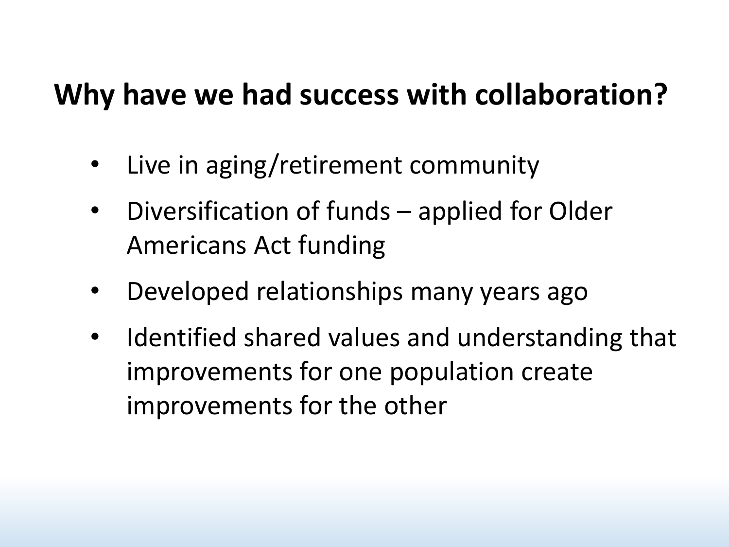# Why have we had success with collaboration?

- Live in aging/retirement community
- Diversification of funds – applied for Older Americans Act funding
- Developed relationships many years ago
- Identified shared values and understanding that improvements for one population create improvements for the other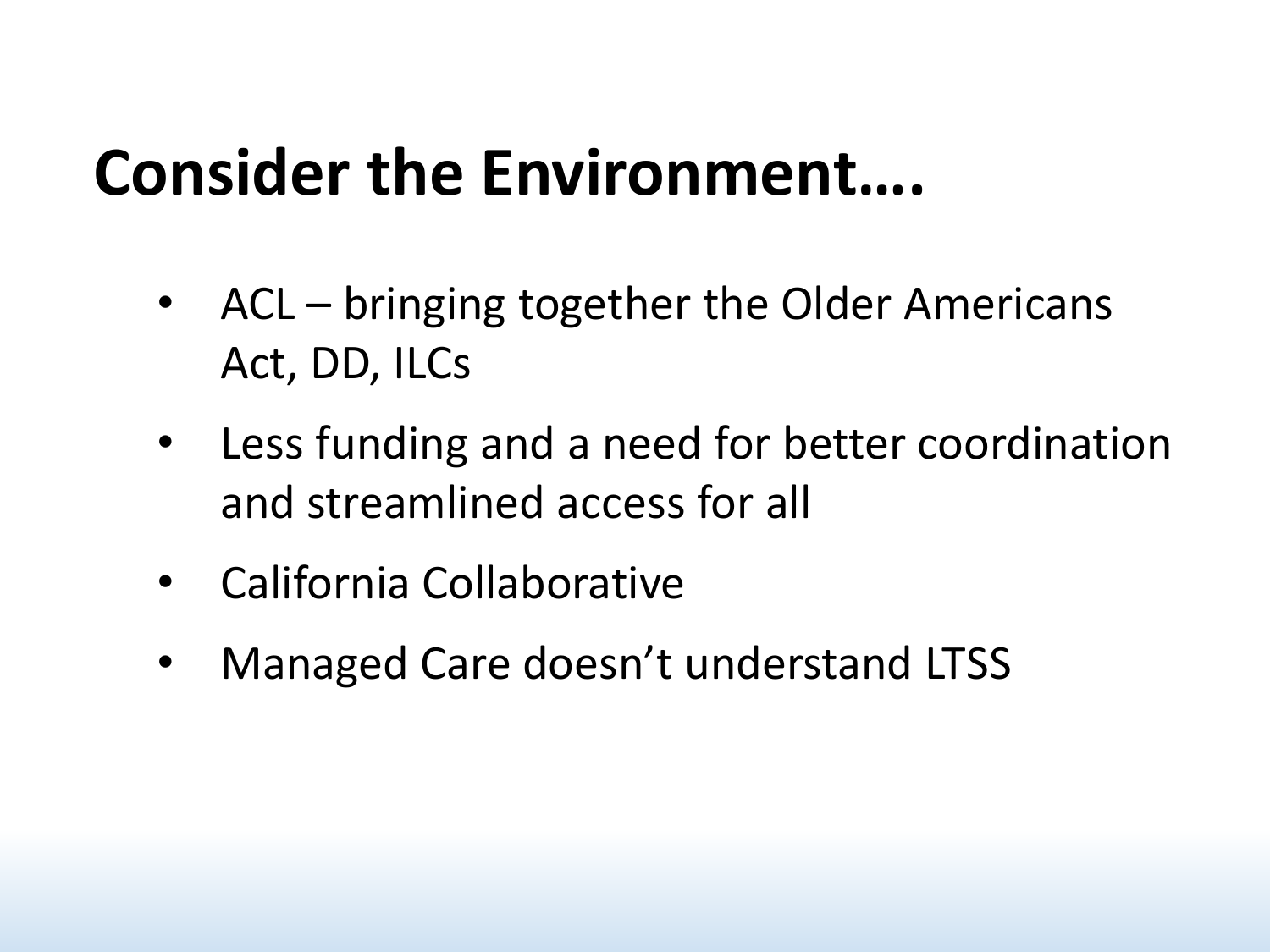# Consider the Environment….

- ACL – bringing together the Older Americans Act, DD, ILCs
- Less funding and a need for better coordination and streamlined access for all
- California Collaborative
- Managed Care doesn’t understand LTSS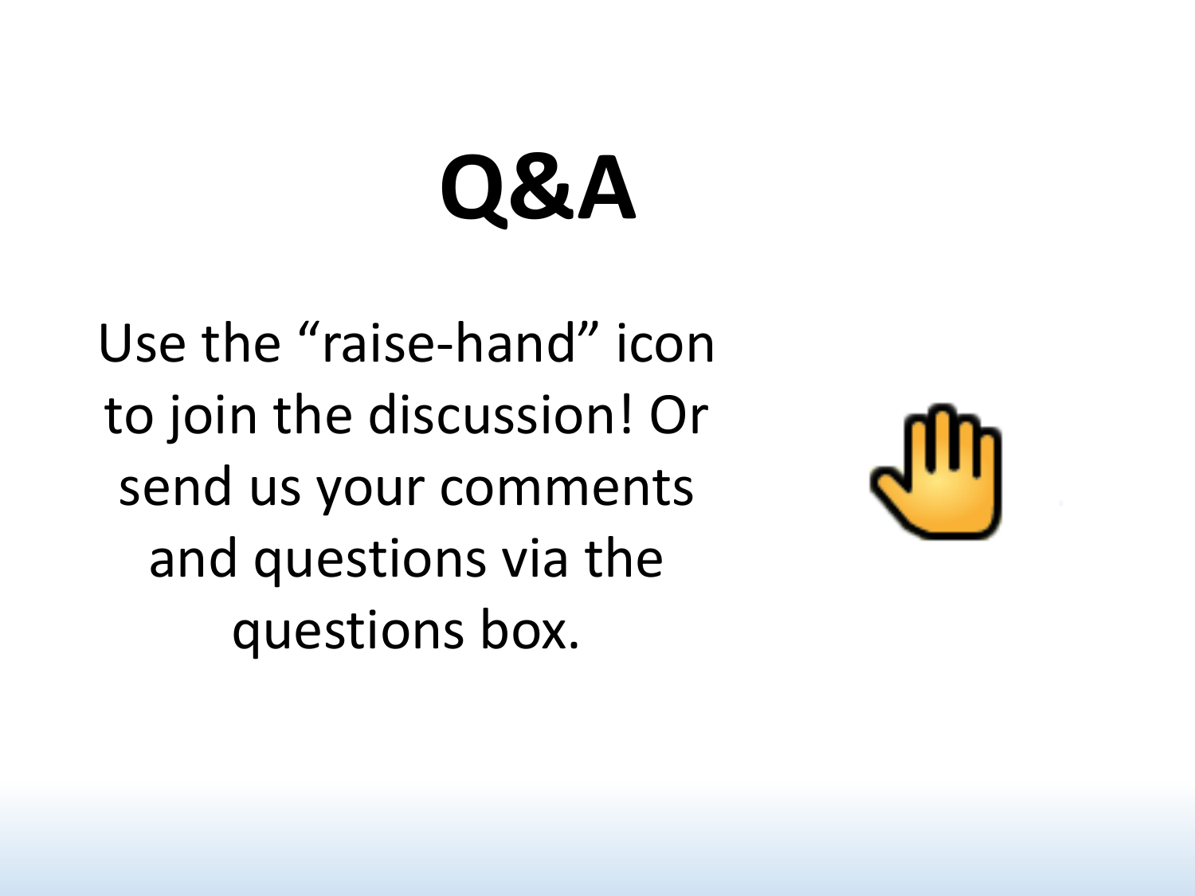# Q&A

Use the “raise-hand” icon to join the discussion! Or send us your comments and questions via the questions box.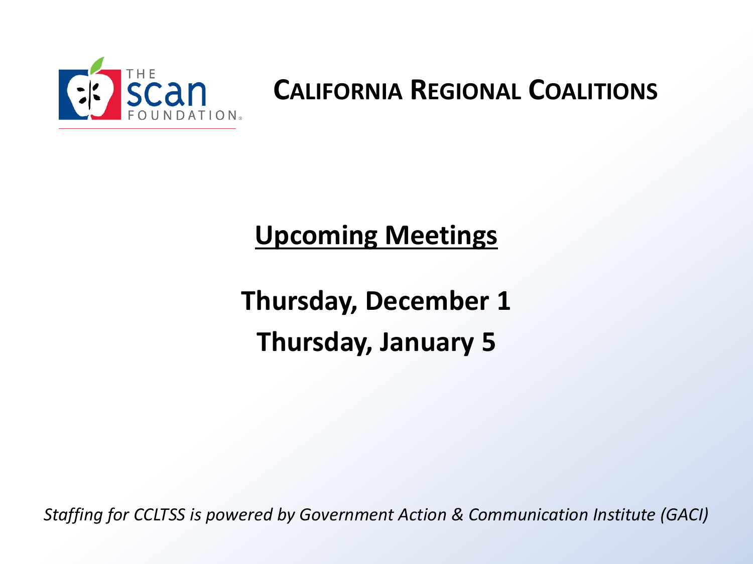THE scan FOUNDATION

# CALIFORNIA REGIONAL COALITIONS

## Upcoming Meetings

**Thursday, December 1**

**Thursday, January 5**

*Staffing for CCLTSS is powered by Government Action & Communication Institute (GACI)*